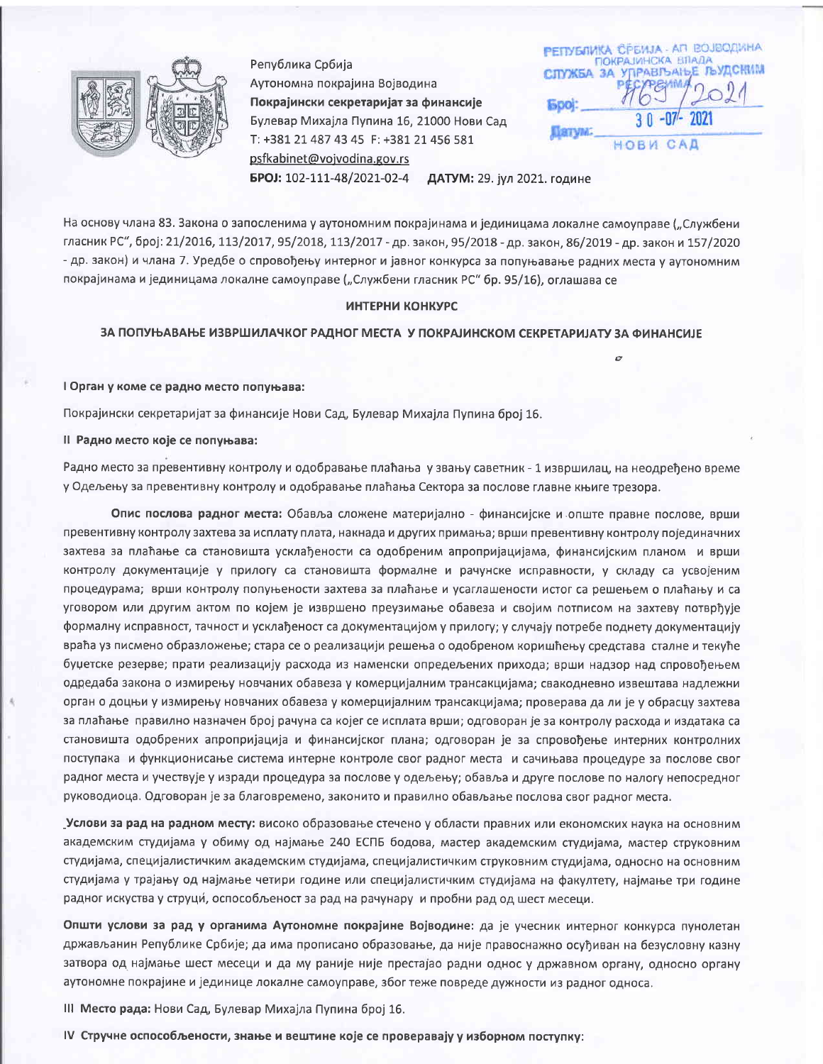Република Србија
Аутономна покрајина Војводина
**Покрајински секретаријат за финансије**
Булевар Михајла Пупина 16, 21000 Нови Сад
Т: +381 21 487 43 45 F: +381 21 456 581
psfkabinet@vojvodina.gov.rs

РЕПУБЛИКА СРБИЈА - АП ВОЈВОДИНА
ПОКРАЈИНСКА ВЛАДА
СЛУЖБА ЗА УПРАВЉАЊЕ ЉУДСКИМ РЕСУРСИМА
Број: 1169/2021
Датум: 30-07-2021
НОВИ САД

**БРОЈ:** 102-111-48/2021-02-4 **ДАТУМ:** 29. јул 2021. године

На основу члана 83. Закона о запосленима у аутономним покрајинама и јединицама локалне самоуправе („Службени гласник РС", број: 21/2016, 113/2017, 95/2018, 113/2017 - др. закон, 95/2018 - др. закон, 86/2019 - др. закон и 157/2020 - др. закон) и члана 7. Уредбе о спровођењу интерног и јавног конкурса за попуњавање радних места у аутономним покрајинама и јединицама локалне самоуправе („Службени гласник РС" бр. 95/16), оглашава се

## ИНТЕРНИ КОНКУРС

## ЗА ПОПУЊАВАЊЕ ИЗВРШИЛАЧКОГ РАДНОГ МЕСТА У ПОКРАЈИНСКОМ СЕКРЕТАРИЈАТУ ЗА ФИНАНСИЈЕ

**I Орган у коме се радно место попуњава:**

Покрајински секретаријат за финансије Нови Сад, Булевар Михајла Пупина број 16.

**II Радно место које се попуњава:**

Радно место за превентивну контролу и одобравање плаћања у звању саветник - 1 извршилац, на неодређено време у Одељењу за превентивну контролу и одобравање плаћања Сектора за послове главне књиге трезора.

**Опис послова радног места:** Обавља сложене материјално - финансијске и опште правне послове, врши превентивну контролу захтева за исплату плата, накнада и других примања; врши превентивну контролу појединачних захтева за плаћање са становишта усклађености са одобреним апропријацијама, финансијским планом и врши контролу документације у прилогу са становишта формалне и рачунске исправности, у складу са усвојеним процедурама; врши контролу попуњености захтева за плаћање и усаглашености истог са решењем о плаћању и са уговором или другим актом по којем је извршено преузимање обавеза и својим потписом на захтеву потврђује формалну исправност, тачност и усклађеност са документацијом у прилогу; у случају потребе поднету документацију враћа уз писмено образложење; стара се о реализацији решења о одобреном коришћењу средстава сталне и текуће буџетске резерве; прати реализацију расхода из наменски опредељених прихода; врши надзор над спровођењем одредаба закона о измирењу новчаних обавеза у комерцијалним трансакцијама; свакодневно извештава надлежни орган о доцњи у измирењу новчаних обавеза у комерцијалним трансакцијама; проверава да ли је у обрасцу захтева за плаћање правилно назначен број рачуна са којег се исплата врши; одговоран је за контролу расхода и издатака са становишта одобрених апропријација и финансијског плана; одговоран је за спровођење интерних контролних поступака и функционисање система интерне контроле свог радног места и сачињава процедуре за послове свог радног места и учествује у изради процедура за послове у одељењу; обавља и друге послове по налогу непосредног руководиоца. Одговоран је за благовремено, законито и правилно обављање послова свог радног места.

**Услови за рад на радном месту:** високо образовање стечено у области правних или економских наука на основним академским студијама у обиму од најмање 240 ЕСПБ бодова, мастер академским студијама, мастер струковним студијама, специјалистичким академским студијама, специјалистичким струковним студијама, односно на основним студијама у трајању од најмање четири године или специјалистичким студијама на факултету, најмање три године радног искуства у струци, оспособљеност за рад на рачунару и пробни рад од шест месеци.

**Општи услови за рад у органима Аутономне покрајине Војводине**: да је учесник интерног конкурса пунолетан држављанин Републике Србије; да има прописано образовање, да није правоснажно осуђиван на безусловну казну затвора од најмање шест месеци и да му раније није престајао радни однос у државном органу, односно органу аутономне покрајине и јединице локалне самоуправе, због теже повреде дужности из радног односа.

**III Место рада:** Нови Сад, Булевар Михајла Пупина број 16.

**IV Стручне оспособљености, знање и вештине које се проверавају у изборном поступку:**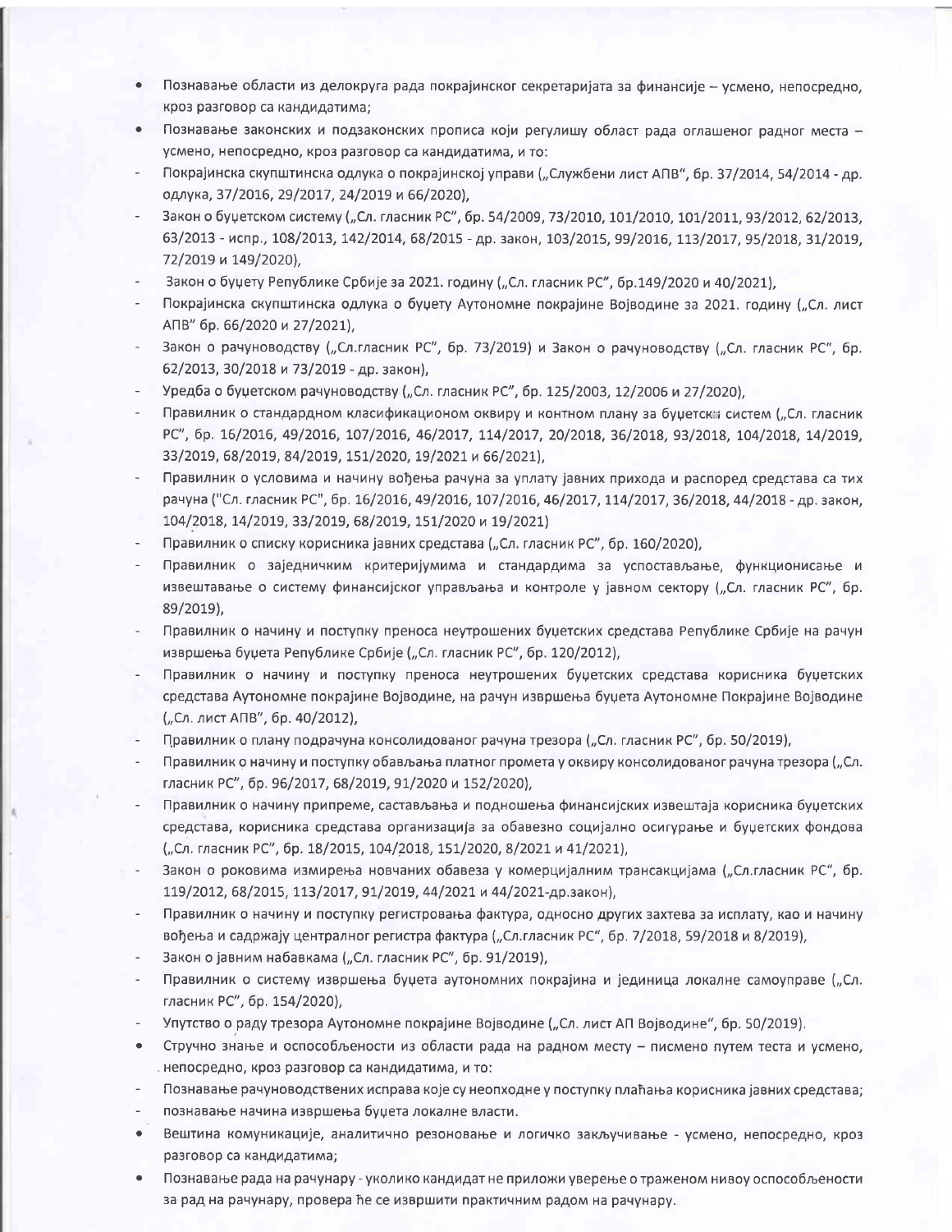- Познавање области из делокруга рада покрајинског секретаријата за финансије – усмено, непосредно, кроз разговор са кандидатима;
- Познавање законских и подзаконских прописа који регулишу област рада оглашеног радног места – усмено, непосредно, кроз разговор са кандидатима, и то:
  - Покрајинска скупштинска одлука о покрајинској управи („Службени лист АПВ", бр. 37/2014, 54/2014 - др. одлука, 37/2016, 29/2017, 24/2019 и 66/2020),
  - Закон о буџетском систему („Сл. гласник РС", бр. 54/2009, 73/2010, 101/2010, 101/2011, 93/2012, 62/2013, 63/2013 - испр., 108/2013, 142/2014, 68/2015 - др. закон, 103/2015, 99/2016, 113/2017, 95/2018, 31/2019, 72/2019 и 149/2020),
  - Закон о буџету Републике Србије за 2021. годину („Сл. гласник РС", бр.149/2020 и 40/2021),
  - Покрајинска скупштинска одлука о буџету Аутономне покрајине Војводине за 2021. годину („Сл. лист АПВ" бр. 66/2020 и 27/2021),
  - Закон о рачуноводству („Сл.гласник РС", бр. 73/2019) и Закон о рачуноводству („Сл. гласник РС", бр. 62/2013, 30/2018 и 73/2019 - др. закон),
  - Уредба о буџетском рачуноводству („Сл. гласник РС", бр. 125/2003, 12/2006 и 27/2020),
  - Правилник о стандардном класификационом оквиру и контном плану за буџетски систем („Сл. гласник РС", бр. 16/2016, 49/2016, 107/2016, 46/2017, 114/2017, 20/2018, 36/2018, 93/2018, 104/2018, 14/2019, 33/2019, 68/2019, 84/2019, 151/2020, 19/2021 и 66/2021),
  - Правилник о условима и начину вођења рачуна за уплату јавних прихода и распоред средстава са тих рачуна ("Сл. гласник РС", бр. 16/2016, 49/2016, 107/2016, 46/2017, 114/2017, 36/2018, 44/2018 - др. закон, 104/2018, 14/2019, 33/2019, 68/2019, 151/2020 и 19/2021)
  - Правилник о списку корисника јавних средстава („Сл. гласник РС", бр. 160/2020),
  - Правилник о заједничким критеријумима и стандардима за успостављање, функционисање и извештавање о систему финансијског управљања и контроле у јавном сектору („Сл. гласник РС", бр. 89/2019),
  - Правилник о начину и поступку преноса неутрошених буџетских средстава Републике Србије на рачун извршења буџета Републике Србије („Сл. гласник РС", бр. 120/2012),
  - Правилник о начину и поступку преноса неутрошених буџетских средстава корисника буџетских средстава Аутономне покрајине Војводине, на рачун извршења буџета Аутономне Покрајине Војводине („Сл. лист АПВ", бр. 40/2012),
  - Правилник о плану подрачуна консолидованог рачуна трезора („Сл. гласник РС", бр. 50/2019),
  - Правилник о начину и поступку обављања платног промета у оквиру консолидованог рачуна трезора („Сл. гласник РС", бр. 96/2017, 68/2019, 91/2020 и 152/2020),
  - Правилник о начину припреме, састављања и подношења финансијских извештаја корисника буџетских средстава, корисника средстава организација за обавезно социјално осигурање и буџетских фондова („Сл. гласник РС", бр. 18/2015, 104/2018, 151/2020, 8/2021 и 41/2021),
  - Закон о роковима измирења новчаних обавеза у комерцијалним трансакцијама („Сл.гласник РС", бр. 119/2012, 68/2015, 113/2017, 91/2019, 44/2021 и 44/2021-др.закон),
  - Правилник о начину и поступку регистровања фактура, односно других захтева за исплату, као и начину вођења и садржају централног регистра фактура („Сл.гласник РС", бр. 7/2018, 59/2018 и 8/2019),
  - Закон о јавним набавкама („Сл. гласник РС", бр. 91/2019),
  - Правилник о систему извршења буџета аутономних покрајина и јединица локалне самоуправе („Сл. гласник РС", бр. 154/2020),
  - Упутство о раду трезора Аутономне покрајине Војводине („Сл. лист АП Војводине", бр. 50/2019).
- Стручно знање и оспособљености из области рада на радном месту – писмено путем теста и усмено, непосредно, кроз разговор са кандидатима, и то:
  - Познавање рачуноводствених исправа које су неопходне у поступку плаћања корисника јавних средстава;
  - познавање начина извршења буџета локалне власти.
- Вештина комуникације, аналитично резоновање и логичко закључивање - усмено, непосредно, кроз разговор са кандидатима;
- Познавање рада на рачунару - уколико кандидат не приложи уверење о траженом нивоу оспособљености за рад на рачунару, провера ће се извршити практичним радом на рачунару.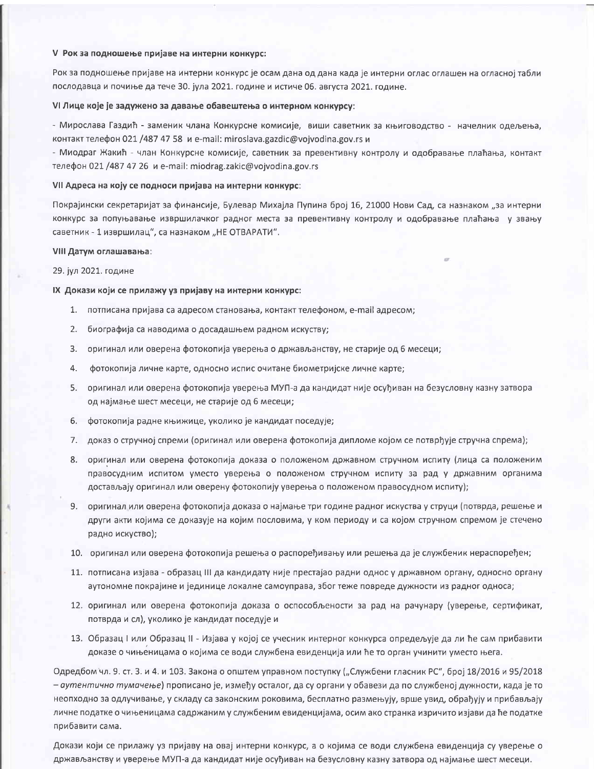**V Рок за подношење пријаве на интерни конкурс:**

Рок за подношење пријаве на интерни конкурс је осам дана од дана када је интерни оглас оглашен на огласној табли послодавца и почиње да тече 30. јула 2021. године и истиче 06. августа 2021. године.

**VI Лице које је задужено за давање обавештења о интерном конкурсу**:

- Мирослава Газдић - заменик члана Конкурсне комисије, виши саветник за књиговодство - начелник одељења, контакт телефон 021 /487 47 58 и e-mail: miroslava.gazdic@vojvodina.gov.rs и
- Миодраг Жакић - члан Конкурсне комисије, саветник за превентивну контролу и одобравање плаћања, контакт телефон 021 /487 47 26 и e-mail: miodrag.zakic@vojvodina.gov.rs

**VII Адреса на коју се подноси пријава на интерни конкурс**:

Покрајински секретаријат за финансије, Булевар Михајла Пупина број 16, 21000 Нови Сад, са назнаком „за интерни конкурс за попуњавање извршилачког радног места за превентивну контролу и одобравање плаћања у звању саветник - 1 извршилац", са назнаком „НЕ ОТВАРАТИ".

**VIII Датум оглашавања**:

29. јул 2021. године

**IX Докази који се прилажу уз пријаву на интерни конкурс:**

1. потписана пријава са адресом становања, контакт телефоном, e-mail адресом;
2. биографија са наводима о досадашњем радном искуству;
3. оригинал или оверена фотокопија уверења о држављанству, не старије од 6 месеци;
4. фотокопија личне карте, односно испис очитане биометријске личне карте;
5. оригинал или оверена фотокопија уверења МУП-а да кандидат није осуђиван на безусловну казну затвора од најмање шест месеци, не старије од 6 месеци;
6. фотокопија радне књижице, уколико је кандидат поседује;
7. доказ о стручној спреми (оригинал или оверена фотокопија дипломе којом се потврђује стручна спрема);
8. оригинал или оверена фотокопија доказа о положеном државном стручном испиту (лица са положеним правосудним испитом уместо уверења о положеном стручном испиту за рад у државним органима достављају оригинал или оверену фотокопију уверења о положеном правосудном испиту);
9. оригинал или оверена фотокопија доказа о најмање три године радног искуства у струци (потврда, решење и други акти којима се доказује на којим пословима, у ком периоду и са којом стручном спремом је стечено радно искуство);
10. оригинал или оверена фотокопија решења о распоређивању или решења да је службеник нераспоређен;
11. потписана изјава - образац III да кандидату није престајао радни однос у државном органу, односно органу аутономне покрајине и јединице локалне самоуправа, због теже повреде дужности из радног односа;
12. оригинал или оверена фотокопија доказа о оспособљености за рад на рачунару (уверење, сертификат, потврда и сл), уколико је кандидат поседује и
13. Образац I или Образац II - Изјава у којој се учесник интерног конкурса опредељује да ли ће сам прибавити доказе о чињеницама о којима се води службена евиденција или ће то орган учинити уместо њега.

Одредбом чл. 9. ст. 3. и 4. и 103. Закона о општем управном поступку („Службени гласник РС", број 18/2016 и 95/2018 – *аутентично тумачење*) прописано је, између осталог, да су органи у обавези да по службеној дужности, када је то неопходно за одлучивање, у складу са законским роковима, бесплатно размењују, врше увид, обрађују и прибављају личне податке о чињеницама садржаним у службеним евиденцијама, осим ако странка изричито изјави да ће податке прибавити сама.

Докази који се прилажу уз пријаву на овај интерни конкурс, а о којима се води службена евиденција су уверење о држављанству и уверење МУП-а да кандидат није осуђиван на безусловну казну затвора од најмање шест месеци.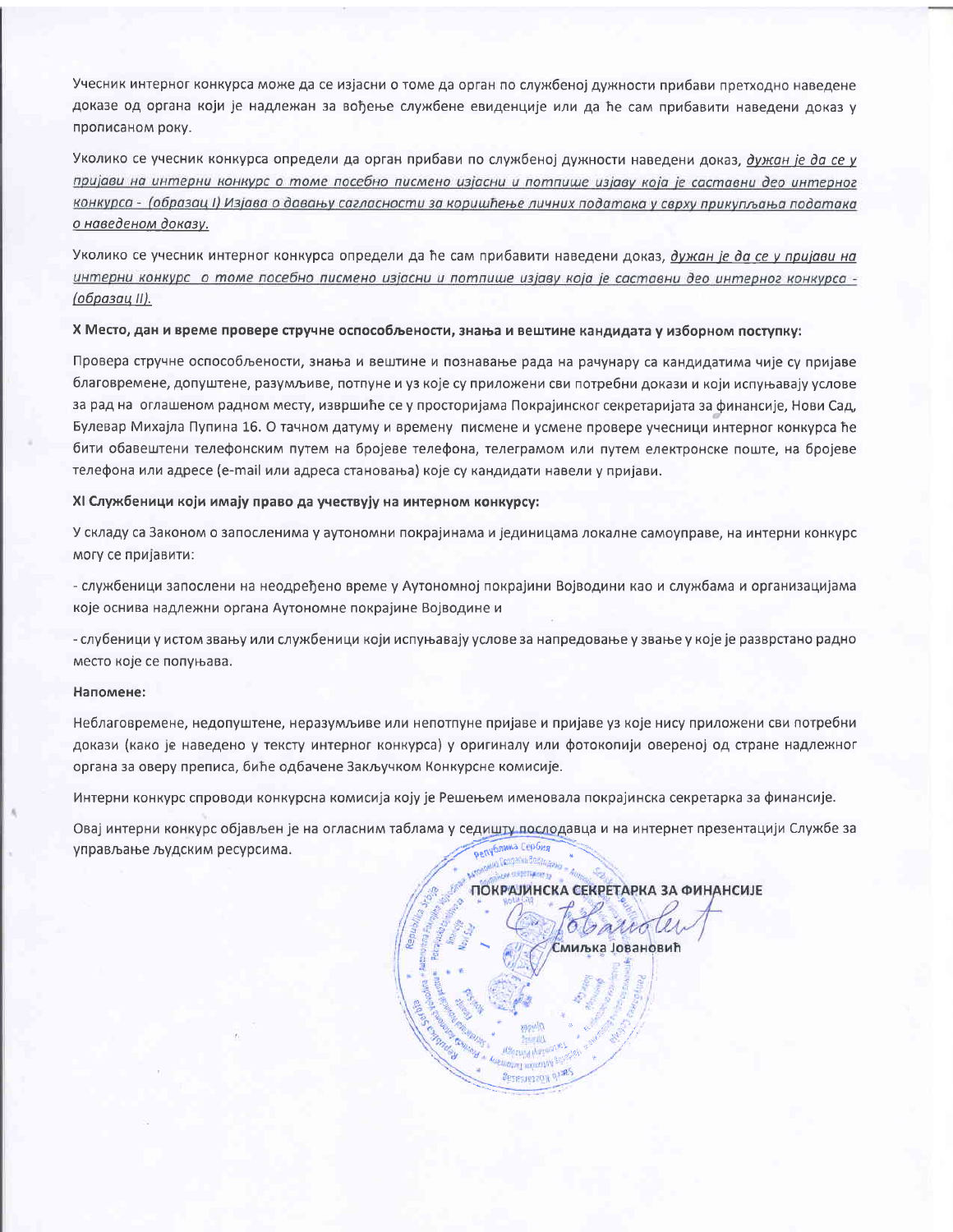Учесник интерног конкурса може да се изјасни о томе да орган по службеној дужности прибави претходно наведене доказе од органа који је надлежан за вођење службене евиденције или да ће сам прибавити наведени доказ у прописаном року.

Уколико се учесник конкурса определи да орган прибави по службеној дужности наведени доказ, *дужан је да се у пријави на интерни конкурс о томе посебно писмено изјасни и потпише изјаву која је саставни део интерног конкурса - (образац I) Изјава о давању сагласности за коришћење личних података у сврху прикупљања података о наведеном доказу.*

Уколико се учесник интерног конкурса определи да ће сам прибавити наведени доказ, *дужан је да се у пријави на интерни конкурс о томе посебно писмено изјасни и потпише изјаву која је саставни део интерног конкурса - (образац II).*

**X Место, дан и време провере стручне оспособљености, знања и вештине кандидата у изборном поступку:**

Провера стручне оспособљености, знања и вештине и познавање рада на рачунару са кандидатима чије су пријаве благовремене, допуштене, разумљиве, потпуне и уз које су приложени сви потребни докази и који испуњавају услове за рад на оглашеном радном месту, извршиће се у просторијама Покрајинског секретаријата за финансије, Нови Сад, Булевар Михајла Пупина 16. О тачном датуму и времену писмене и усмене провере учесници интерног конкурса ће бити обавештени телефонским путем на бројеве телефона, телеграмом или путем електронске поште, на бројеве телефона или адресе (e-mail или адреса становања) које су кандидати навели у пријави.

**XI Службеници који имају право да учествују на интерном конкурсу:**

У складу са Законом о запосленима у аутономни покрајинама и јединицама локалне самоуправе, на интерни конкурс могу се пријавити:

- службеници запослени на неодређено време у Аутономној покрајини Војводини као и службама и организацијама које оснива надлежни органа Аутономне покрајине Војводине и

- слубеници у истом звању или службеници који испуњавају услове за напредовање у звање у које је разврстано радно место које се попуњава.

**Напомене:**

Неблаговремене, недопуштене, неразумљиве или непотпуне пријаве и пријаве уз које нису приложени сви потребни докази (како је наведено у тексту интерног конкурса) у оригиналу или фотокопији овереној од стране надлежног органа за оверу преписа, биће одбачене Закључком Конкурсне комисије.

Интерни конкурс спроводи конкурсна комисија коју је Решењем именовала покрајинска секретарка за финансије.

Овај интерни конкурс објављен је на огласним таблама у седишту послодавца и на интернет презентацији Службе за управљање људским ресурсима.

**ПОКРАЈИНСКА СЕКРЕТАРКА ЗА ФИНАНСИЈЕ**

Смиљка Јовановић